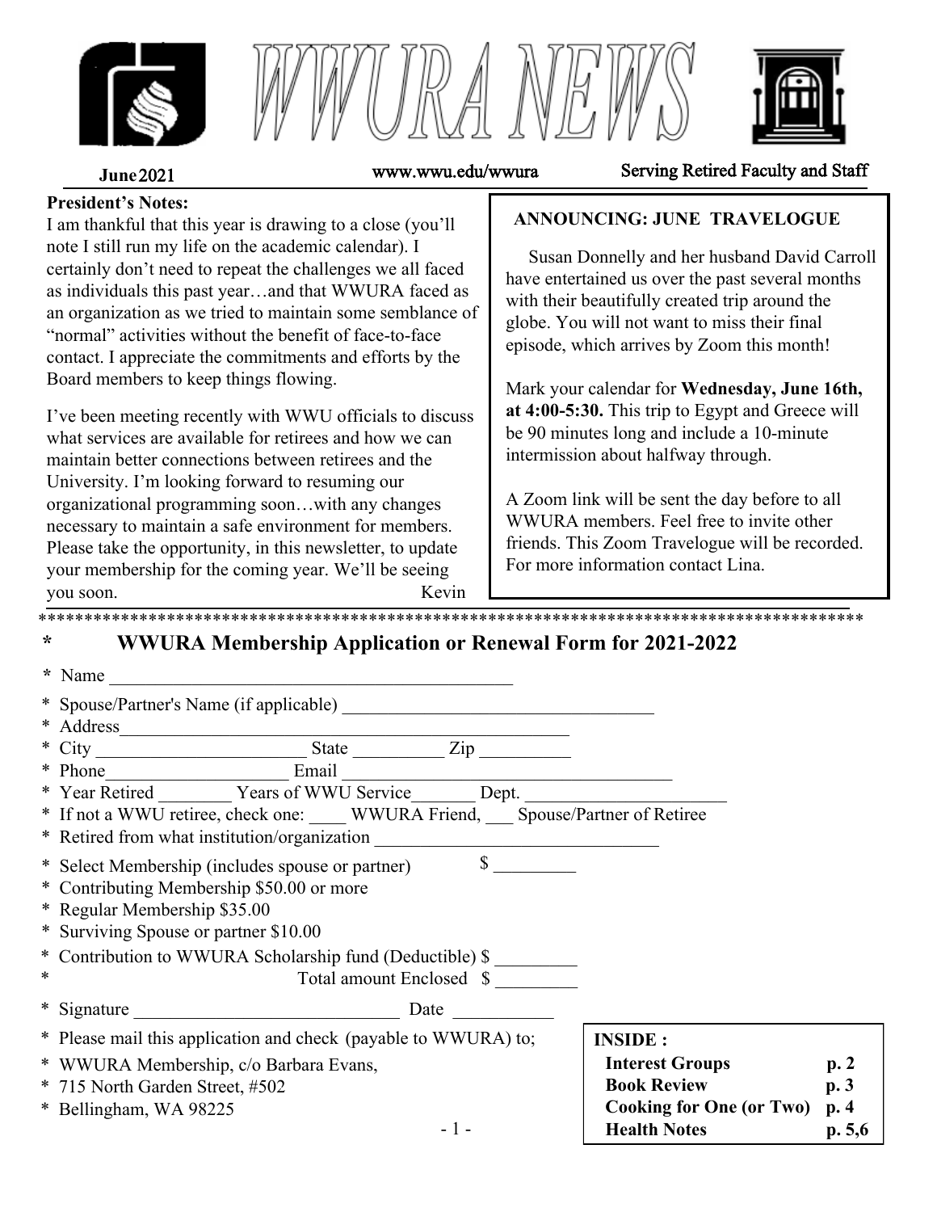# WWURA NEWS

June 2021 | www.wwu.edu/wwura | Serving Retired Faculty and Staff

**President's Notes:**

I am thankful that this year is drawing to a close (you'll note I still run my life on the academic calendar). I certainly don't need to repeat the challenges we all faced as individuals this past year…and that WWURA faced as an organization as we tried to maintain some semblance of "normal" activities without the benefit of face-to-face contact. I appreciate the commitments and efforts by the Board members to keep things flowing.

I've been meeting recently with WWU officials to discuss what services are available for retirees and how we can maintain better connections between retirees and the University. I'm looking forward to resuming our organizational programming soon…with any changes necessary to maintain a safe environment for members. Please take the opportunity, in this newsletter, to update your membership for the coming year. We'll be seeing you soon.

Kevin

**ANNOUNCING: JUNE TRAVELOGUE**

Susan Donnelly and her husband David Carroll have entertained us over the past several months with their beautifully created trip around the globe. You will not want to miss their final episode, which arrives by Zoom this month!

Mark your calendar for **Wednesday, June 16th, at 4:00-5:30.** This trip to Egypt and Greece will be 90 minutes long and include a 10-minute intermission about halfway through.

A Zoom link will be sent the day before to all WWURA members. Feel free to invite other friends. This Zoom Travelogue will be recorded. For more information contact Lina.

*******************************************************************************************

## * WWURA Membership Application or Renewal Form for 2021-2022

* Name ______________________________________________
* Spouse/Partner's Name (if applicable) __________________________________
* Address______________________________________________
* City ______________________ State __________ Zip __________
* Phone____________________ Email ___________________________________
* Year Retired ________ Years of WWU Service_______ Dept. _____________________
* If not a WWU retiree, check one: ____ WWURA Friend, ___ Spouse/Partner of Retiree
* Retired from what institution/organization _______________________________
* Select Membership (includes spouse or partner) $ _________
* Contributing Membership $50.00 or more
* Regular Membership $35.00
* Surviving Spouse or partner $10.00
* Contribution to WWURA Scholarship fund (Deductible) $ _________
* Total amount Enclosed $ _________
* Signature _____________________________ Date ___________
* Please mail this application and check (payable to WWURA) to;
* WWURA Membership, c/o Barbara Evans,
* 715 North Garden Street, #502
* Bellingham, WA 98225

**INSIDE :**

| | |
|---|---|
| **Interest Groups** | **p. 2** |
| **Book Review** | **p. 3** |
| **Cooking for One (or Two)** | **p. 4** |
| **Health Notes** | **p. 5,6** |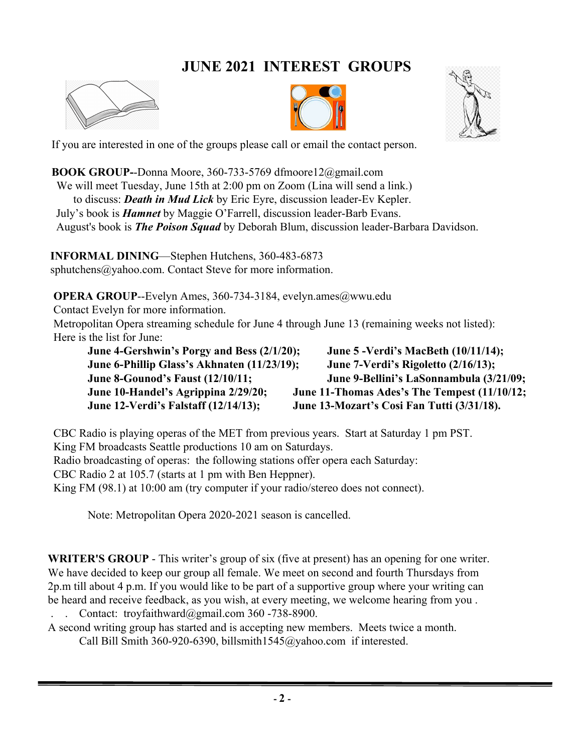# JUNE 2021 INTEREST GROUPS

If you are interested in one of the groups please call or email the contact person.

**BOOK GROUP**--Donna Moore, 360-733-5769 dfmoore12@gmail.com
We will meet Tuesday, June 15th at 2:00 pm on Zoom (Lina will send a link.)
to discuss: ***Death in Mud Lick*** by Eric Eyre, discussion leader-Ev Kepler.
July's book is ***Hamnet*** by Maggie O'Farrell, discussion leader-Barb Evans.
August's book is ***The Poison Squad*** by Deborah Blum, discussion leader-Barbara Davidson.

**INFORMAL DINING**—Stephen Hutchens, 360-483-6873
sphutchens@yahoo.com. Contact Steve for more information.

**OPERA GROUP**--Evelyn Ames, 360-734-3184, evelyn.ames@wwu.edu
Contact Evelyn for more information.
Metropolitan Opera streaming schedule for June 4 through June 13 (remaining weeks not listed):
Here is the list for June:

**June 4-Gershwin's Porgy and Bess (2/1/20);**
**June 5 -Verdi's MacBeth (10/11/14);**
**June 6-Phillip Glass's Akhnaten (11/23/19);**
**June 7-Verdi's Rigoletto (2/16/13);**
**June 8-Gounod's Faust (12/10/11;**
**June 9-Bellini's LaSonnambula (3/21/09;**
**June 10-Handel's Agrippina 2/29/20;**
**June 11-Thomas Ades's The Tempest (11/10/12;**
**June 12-Verdi's Falstaff (12/14/13);**
**June 13-Mozart's Cosi Fan Tutti (3/31/18).**

CBC Radio is playing operas of the MET from previous years. Start at Saturday 1 pm PST.
King FM broadcasts Seattle productions 10 am on Saturdays.
Radio broadcasting of operas: the following stations offer opera each Saturday:
CBC Radio 2 at 105.7 (starts at 1 pm with Ben Heppner).
King FM (98.1) at 10:00 am (try computer if your radio/stereo does not connect).

Note: Metropolitan Opera 2020-2021 season is cancelled.

**WRITER'S GROUP** - This writer's group of six (five at present) has an opening for one writer. We have decided to keep our group all female. We meet on second and fourth Thursdays from 2p.m till about 4 p.m. If you would like to be part of a supportive group where your writing can be heard and receive feedback, as you wish, at every meeting, we welcome hearing from you .
. . Contact: troyfaithward@gmail.com 360 -738-8900.

A second writing group has started and is accepting new members. Meets twice a month.
Call Bill Smith 360-920-6390, billsmith1545@yahoo.com if interested.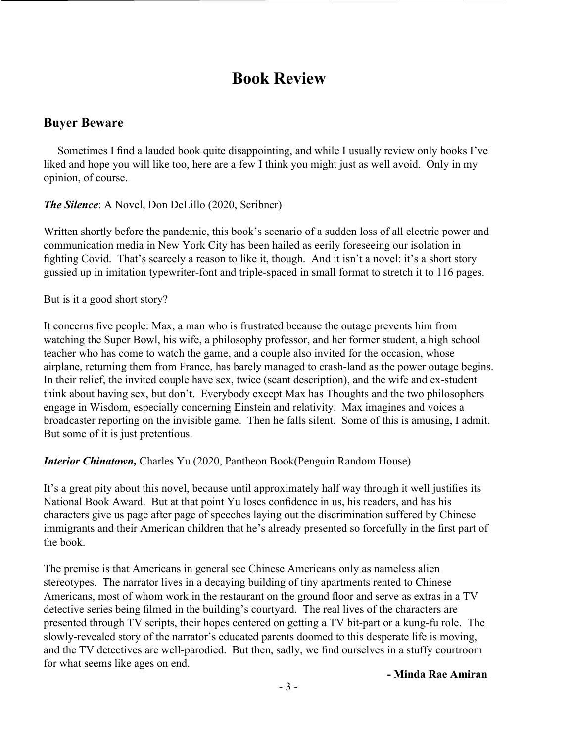# Book Review

## Buyer Beware

Sometimes I find a lauded book quite disappointing, and while I usually review only books I've liked and hope you will like too, here are a few I think you might just as well avoid. Only in my opinion, of course.

***The Silence***: A Novel, Don DeLillo (2020, Scribner)

Written shortly before the pandemic, this book's scenario of a sudden loss of all electric power and communication media in New York City has been hailed as eerily foreseeing our isolation in fighting Covid. That's scarcely a reason to like it, though. And it isn't a novel: it's a short story gussied up in imitation typewriter-font and triple-spaced in small format to stretch it to 116 pages.

But is it a good short story?

It concerns five people: Max, a man who is frustrated because the outage prevents him from watching the Super Bowl, his wife, a philosophy professor, and her former student, a high school teacher who has come to watch the game, and a couple also invited for the occasion, whose airplane, returning them from France, has barely managed to crash-land as the power outage begins. In their relief, the invited couple have sex, twice (scant description), and the wife and ex-student think about having sex, but don't. Everybody except Max has Thoughts and the two philosophers engage in Wisdom, especially concerning Einstein and relativity. Max imagines and voices a broadcaster reporting on the invisible game. Then he falls silent. Some of this is amusing, I admit. But some of it is just pretentious.

***Interior Chinatown,*** Charles Yu (2020, Pantheon Book(Penguin Random House)

It's a great pity about this novel, because until approximately half way through it well justifies its National Book Award. But at that point Yu loses confidence in us, his readers, and has his characters give us page after page of speeches laying out the discrimination suffered by Chinese immigrants and their American children that he's already presented so forcefully in the first part of the book.

The premise is that Americans in general see Chinese Americans only as nameless alien stereotypes. The narrator lives in a decaying building of tiny apartments rented to Chinese Americans, most of whom work in the restaurant on the ground floor and serve as extras in a TV detective series being filmed in the building's courtyard. The real lives of the characters are presented through TV scripts, their hopes centered on getting a TV bit-part or a kung-fu role. The slowly-revealed story of the narrator's educated parents doomed to this desperate life is moving, and the TV detectives are well-parodied. But then, sadly, we find ourselves in a stuffy courtroom for what seems like ages on end.

**- Minda Rae Amiran**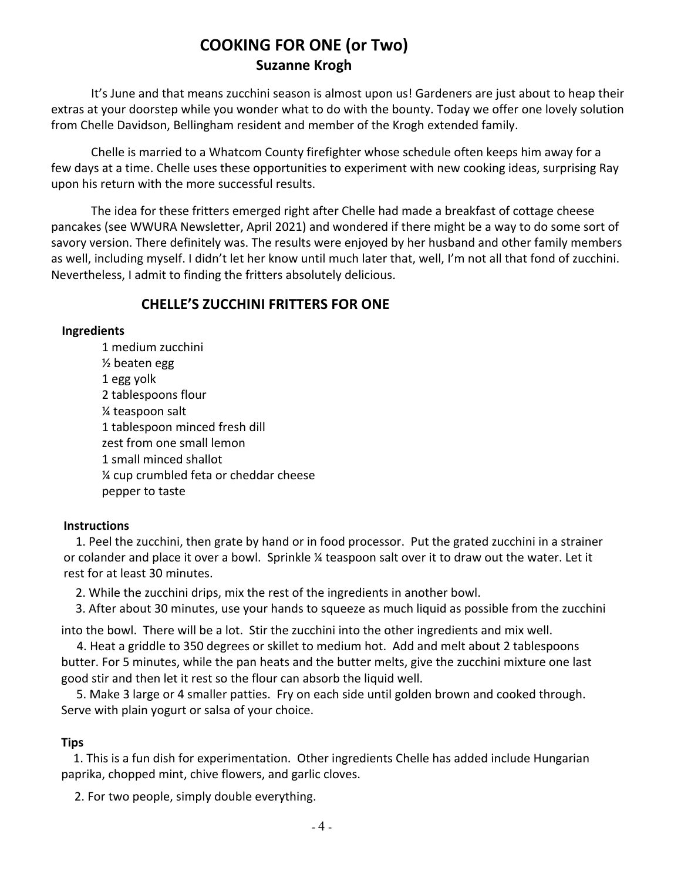# COOKING FOR ONE (or Two)

**Suzanne Krogh**

It's June and that means zucchini season is almost upon us! Gardeners are just about to heap their extras at your doorstep while you wonder what to do with the bounty. Today we offer one lovely solution from Chelle Davidson, Bellingham resident and member of the Krogh extended family.

Chelle is married to a Whatcom County firefighter whose schedule often keeps him away for a few days at a time. Chelle uses these opportunities to experiment with new cooking ideas, surprising Ray upon his return with the more successful results.

The idea for these fritters emerged right after Chelle had made a breakfast of cottage cheese pancakes (see WWURA Newsletter, April 2021) and wondered if there might be a way to do some sort of savory version. There definitely was. The results were enjoyed by her husband and other family members as well, including myself. I didn't let her know until much later that, well, I'm not all that fond of zucchini. Nevertheless, I admit to finding the fritters absolutely delicious.

## CHELLE'S ZUCCHINI FRITTERS FOR ONE

**Ingredients**

1 medium zucchini
½ beaten egg
1 egg yolk
2 tablespoons flour
¼ teaspoon salt
1 tablespoon minced fresh dill
zest from one small lemon
1 small minced shallot
¼ cup crumbled feta or cheddar cheese
pepper to taste

**Instructions**

1. Peel the zucchini, then grate by hand or in food processor. Put the grated zucchini in a strainer or colander and place it over a bowl. Sprinkle ¼ teaspoon salt over it to draw out the water. Let it rest for at least 30 minutes.
2. While the zucchini drips, mix the rest of the ingredients in another bowl.
3. After about 30 minutes, use your hands to squeeze as much liquid as possible from the zucchini into the bowl. There will be a lot. Stir the zucchini into the other ingredients and mix well.
4. Heat a griddle to 350 degrees or skillet to medium hot. Add and melt about 2 tablespoons butter. For 5 minutes, while the pan heats and the butter melts, give the zucchini mixture one last good stir and then let it rest so the flour can absorb the liquid well.
5. Make 3 large or 4 smaller patties. Fry on each side until golden brown and cooked through. Serve with plain yogurt or salsa of your choice.

**Tips**

1. This is a fun dish for experimentation. Other ingredients Chelle has added include Hungarian paprika, chopped mint, chive flowers, and garlic cloves.
2. For two people, simply double everything.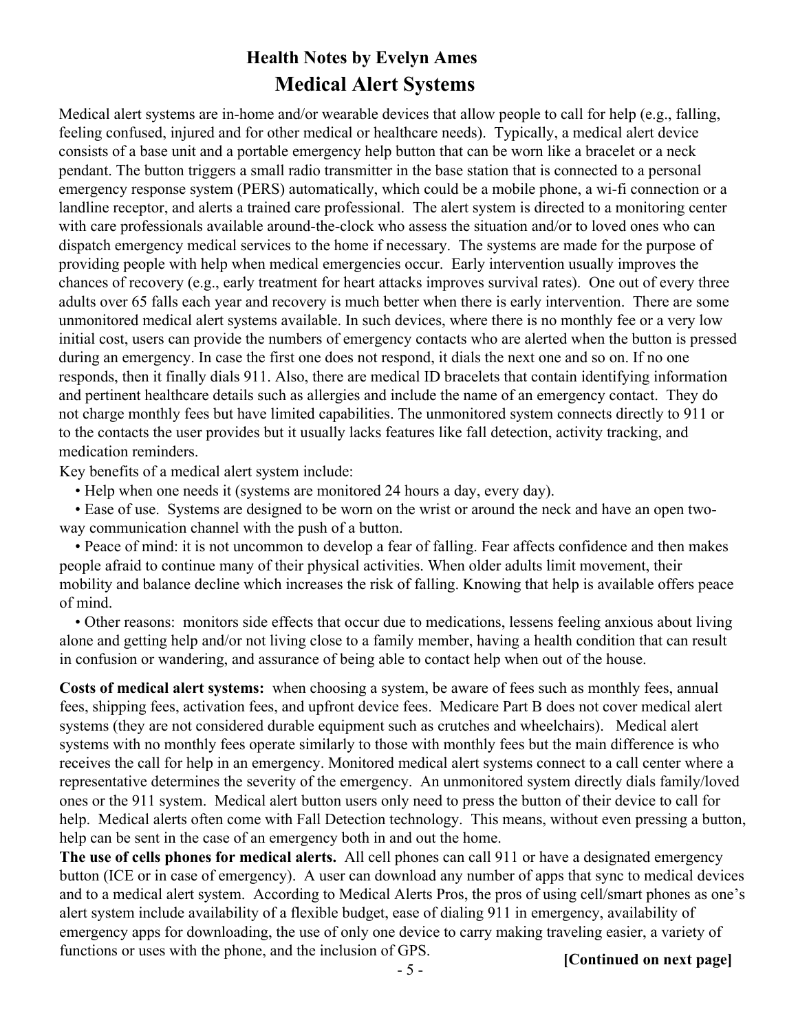## Health Notes by Evelyn Ames

# Medical Alert Systems

Medical alert systems are in-home and/or wearable devices that allow people to call for help (e.g., falling, feeling confused, injured and for other medical or healthcare needs). Typically, a medical alert device consists of a base unit and a portable emergency help button that can be worn like a bracelet or a neck pendant. The button triggers a small radio transmitter in the base station that is connected to a personal emergency response system (PERS) automatically, which could be a mobile phone, a wi-fi connection or a landline receptor, and alerts a trained care professional. The alert system is directed to a monitoring center with care professionals available around-the-clock who assess the situation and/or to loved ones who can dispatch emergency medical services to the home if necessary. The systems are made for the purpose of providing people with help when medical emergencies occur. Early intervention usually improves the chances of recovery (e.g., early treatment for heart attacks improves survival rates). One out of every three adults over 65 falls each year and recovery is much better when there is early intervention. There are some unmonitored medical alert systems available. In such devices, where there is no monthly fee or a very low initial cost, users can provide the numbers of emergency contacts who are alerted when the button is pressed during an emergency. In case the first one does not respond, it dials the next one and so on. If no one responds, then it finally dials 911. Also, there are medical ID bracelets that contain identifying information and pertinent healthcare details such as allergies and include the name of an emergency contact. They do not charge monthly fees but have limited capabilities. The unmonitored system connects directly to 911 or to the contacts the user provides but it usually lacks features like fall detection, activity tracking, and medication reminders.

Key benefits of a medical alert system include:

- Help when one needs it (systems are monitored 24 hours a day, every day).
- Ease of use. Systems are designed to be worn on the wrist or around the neck and have an open two-way communication channel with the push of a button.
- Peace of mind: it is not uncommon to develop a fear of falling. Fear affects confidence and then makes people afraid to continue many of their physical activities. When older adults limit movement, their mobility and balance decline which increases the risk of falling. Knowing that help is available offers peace of mind.
- Other reasons: monitors side effects that occur due to medications, lessens feeling anxious about living alone and getting help and/or not living close to a family member, having a health condition that can result in confusion or wandering, and assurance of being able to contact help when out of the house.

**Costs of medical alert systems:** when choosing a system, be aware of fees such as monthly fees, annual fees, shipping fees, activation fees, and upfront device fees. Medicare Part B does not cover medical alert systems (they are not considered durable equipment such as crutches and wheelchairs). Medical alert systems with no monthly fees operate similarly to those with monthly fees but the main difference is who receives the call for help in an emergency. Monitored medical alert systems connect to a call center where a representative determines the severity of the emergency. An unmonitored system directly dials family/loved ones or the 911 system. Medical alert button users only need to press the button of their device to call for help. Medical alerts often come with Fall Detection technology. This means, without even pressing a button, help can be sent in the case of an emergency both in and out the home.

**The use of cells phones for medical alerts.** All cell phones can call 911 or have a designated emergency button (ICE or in case of emergency). A user can download any number of apps that sync to medical devices and to a medical alert system. According to Medical Alerts Pros, the pros of using cell/smart phones as one's alert system include availability of a flexible budget, ease of dialing 911 in emergency, availability of emergency apps for downloading, the use of only one device to carry making traveling easier, a variety of functions or uses with the phone, and the inclusion of GPS.

**[Continued on next page]**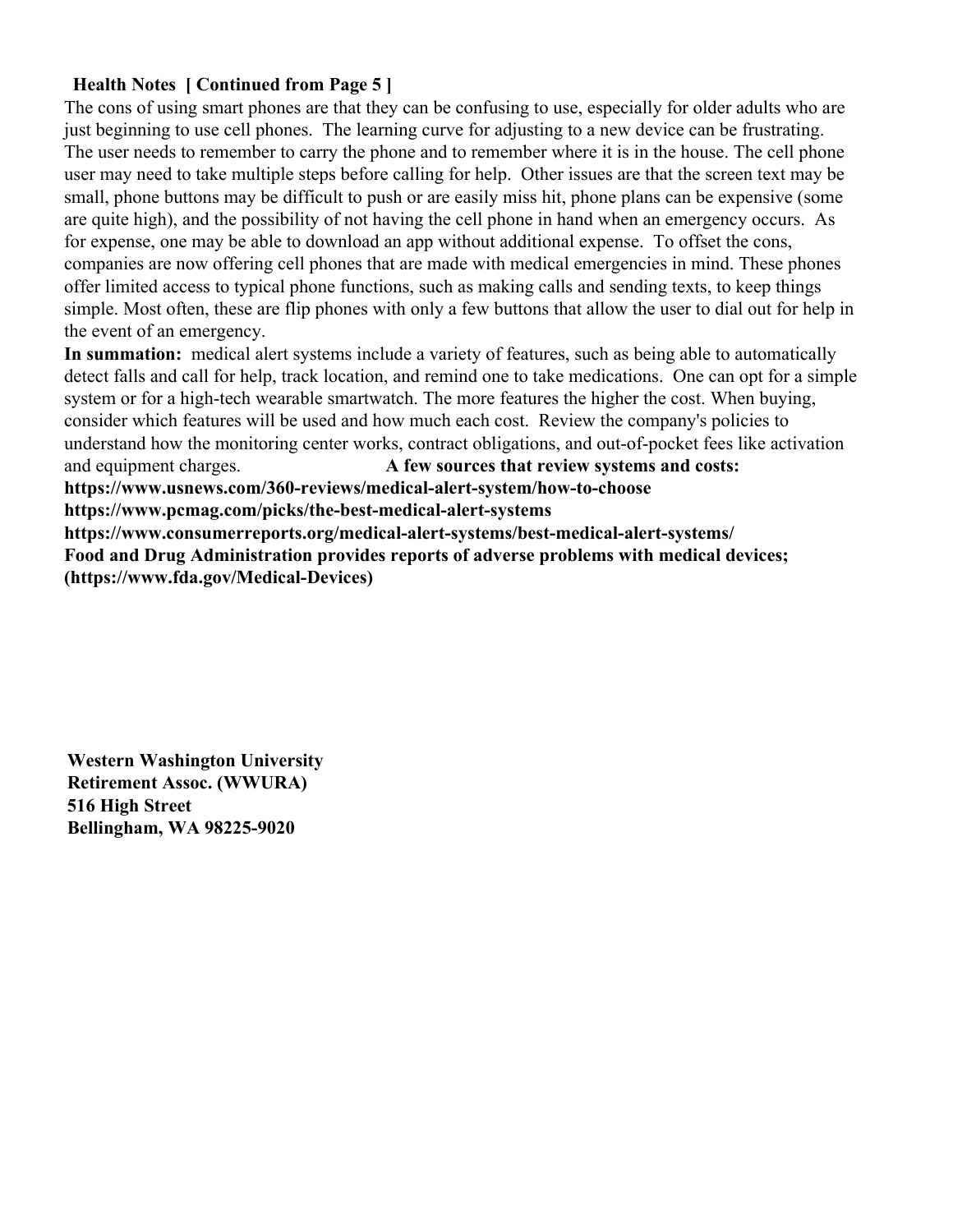**Health Notes [ Continued from Page 5 ]**

The cons of using smart phones are that they can be confusing to use, especially for older adults who are just beginning to use cell phones. The learning curve for adjusting to a new device can be frustrating. The user needs to remember to carry the phone and to remember where it is in the house. The cell phone user may need to take multiple steps before calling for help. Other issues are that the screen text may be small, phone buttons may be difficult to push or are easily miss hit, phone plans can be expensive (some are quite high), and the possibility of not having the cell phone in hand when an emergency occurs. As for expense, one may be able to download an app without additional expense. To offset the cons, companies are now offering cell phones that are made with medical emergencies in mind. These phones offer limited access to typical phone functions, such as making calls and sending texts, to keep things simple. Most often, these are flip phones with only a few buttons that allow the user to dial out for help in the event of an emergency.

**In summation:** medical alert systems include a variety of features, such as being able to automatically detect falls and call for help, track location, and remind one to take medications. One can opt for a simple system or for a high-tech wearable smartwatch. The more features the higher the cost. When buying, consider which features will be used and how much each cost. Review the company's policies to understand how the monitoring center works, contract obligations, and out-of-pocket fees like activation and equipment charges. **A few sources that review systems and costs:**

**https://www.usnews.com/360-reviews/medical-alert-system/how-to-choose**
**https://www.pcmag.com/picks/the-best-medical-alert-systems**
**https://www.consumerreports.org/medical-alert-systems/best-medical-alert-systems/**
**Food and Drug Administration provides reports of adverse problems with medical devices; (https://www.fda.gov/Medical-Devices)**

**Western Washington University**
**Retirement Assoc. (WWURA)**
**516 High Street**
**Bellingham, WA 98225-9020**